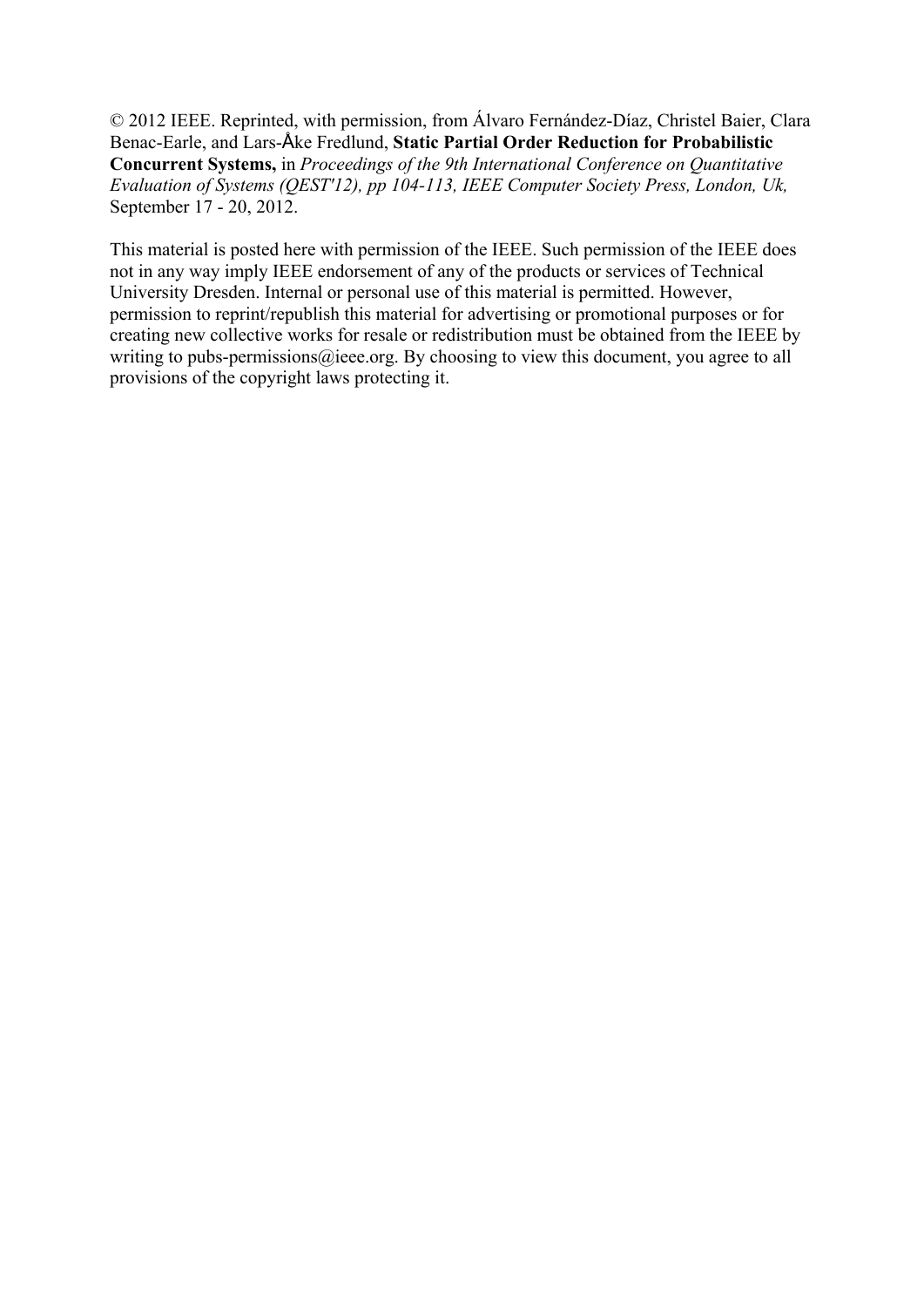© 2012 IEEE. Reprinted, with permission, from Álvaro Fernández-Díaz, Christel Baier, Clara Benac-Earle, and Lars-Åke Fredlund, **Static Partial Order Reduction for Probabilistic Concurrent Systems,** in *Proceedings of the 9th International Conference on Quantitative Evaluation of Systems (QEST'12), pp 104-113, IEEE Computer Society Press, London, Uk,* September 17 - 20, 2012.

This material is posted here with permission of the IEEE. Such permission of the IEEE does not in any way imply IEEE endorsement of any of the products or services of Technical University Dresden. Internal or personal use of this material is permitted. However, permission to reprint/republish this material for advertising or promotional purposes or for creating new collective works for resale or redistribution must be obtained from the IEEE by writing to pubs-permissions@ieee.org. By choosing to view this document, you agree to all provisions of the copyright laws protecting it.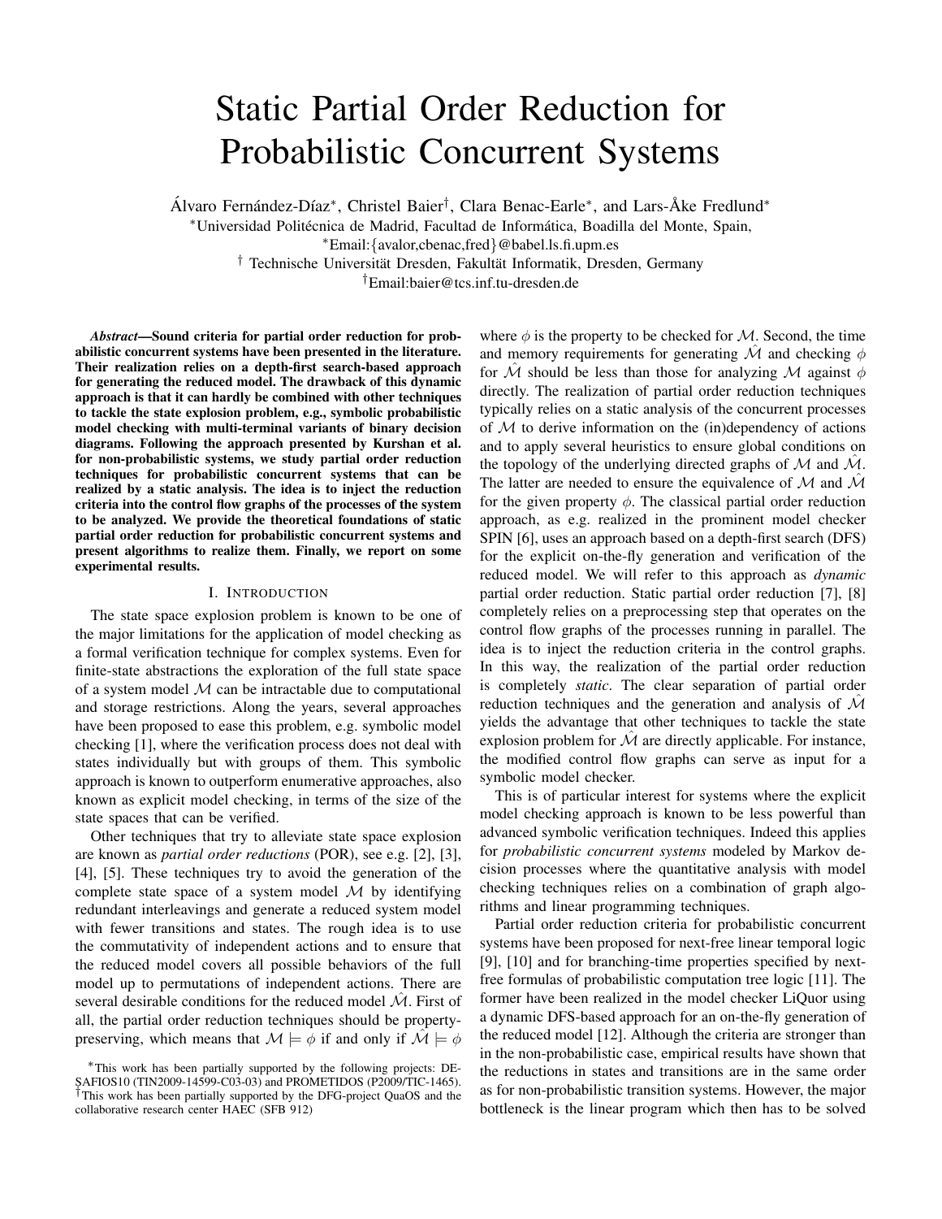# Static Partial Order Reduction for Probabilistic Concurrent Systems

Álvaro Fernández-Díaz*, Christel Baier†, Clara Benac-Earle*, and Lars-Åke Fredlund*

*Universidad Politécnica de Madrid, Facultad de Informática, Boadilla del Monte, Spain,
*Email:{avalor,cbenac,fred}@babel.ls.fi.upm.es
† Technische Universität Dresden, Fakultät Informatik, Dresden, Germany
†Email:baier@tcs.inf.tu-dresden.de

***Abstract*—Sound criteria for partial order reduction for probabilistic concurrent systems have been presented in the literature. Their realization relies on a depth-first search-based approach for generating the reduced model. The drawback of this dynamic approach is that it can hardly be combined with other techniques to tackle the state explosion problem, e.g., symbolic probabilistic model checking with multi-terminal variants of binary decision diagrams. Following the approach presented by Kurshan et al. for non-probabilistic systems, we study partial order reduction techniques for probabilistic concurrent systems that can be realized by a static analysis. The idea is to inject the reduction criteria into the control flow graphs of the processes of the system to be analyzed. We provide the theoretical foundations of static partial order reduction for probabilistic concurrent systems and present algorithms to realize them. Finally, we report on some experimental results.**

## I. Introduction

The state space explosion problem is known to be one of the major limitations for the application of model checking as a formal verification technique for complex systems. Even for finite-state abstractions the exploration of the full state space of a system model $\mathcal{M}$ can be intractable due to computational and storage restrictions. Along the years, several approaches have been proposed to ease this problem, e.g. symbolic model checking [1], where the verification process does not deal with states individually but with groups of them. This symbolic approach is known to outperform enumerative approaches, also known as explicit model checking, in terms of the size of the state spaces that can be verified.

Other techniques that try to alleviate state space explosion are known as *partial order reductions* (POR), see e.g. [2], [3], [4], [5]. These techniques try to avoid the generation of the complete state space of a system model $\mathcal{M}$ by identifying redundant interleavings and generate a reduced system model with fewer transitions and states. The rough idea is to use the commutativity of independent actions and to ensure that the reduced model covers all possible behaviors of the full model up to permutations of independent actions. There are several desirable conditions for the reduced model $\hat{\mathcal{M}}$. First of all, the partial order reduction techniques should be property-preserving, which means that $\mathcal{M} \models \phi$ if and only if $\hat{\mathcal{M}} \models \phi$ where $\phi$ is the property to be checked for $\mathcal{M}$. Second, the time and memory requirements for generating $\hat{\mathcal{M}}$ and checking $\phi$ for $\hat{\mathcal{M}}$ should be less than those for analyzing $\mathcal{M}$ against $\phi$ directly. The realization of partial order reduction techniques typically relies on a static analysis of the concurrent processes of $\mathcal{M}$ to derive information on the (in)dependency of actions and to apply several heuristics to ensure global conditions on the topology of the underlying directed graphs of $\mathcal{M}$ and $\hat{\mathcal{M}}$. The latter are needed to ensure the equivalence of $\mathcal{M}$ and $\hat{\mathcal{M}}$ for the given property $\phi$. The classical partial order reduction approach, as e.g. realized in the prominent model checker SPIN [6], uses an approach based on a depth-first search (DFS) for the explicit on-the-fly generation and verification of the reduced model. We will refer to this approach as *dynamic* partial order reduction. Static partial order reduction [7], [8] completely relies on a preprocessing step that operates on the control flow graphs of the processes running in parallel. The idea is to inject the reduction criteria in the control graphs. In this way, the realization of the partial order reduction is completely *static*. The clear separation of partial order reduction techniques and the generation and analysis of $\hat{\mathcal{M}}$ yields the advantage that other techniques to tackle the state explosion problem for $\hat{\mathcal{M}}$ are directly applicable. For instance, the modified control flow graphs can serve as input for a symbolic model checker.

This is of particular interest for systems where the explicit model checking approach is known to be less powerful than advanced symbolic verification techniques. Indeed this applies for *probabilistic concurrent systems* modeled by Markov decision processes where the quantitative analysis with model checking techniques relies on a combination of graph algorithms and linear programming techniques.

Partial order reduction criteria for probabilistic concurrent systems have been proposed for next-free linear temporal logic [9], [10] and for branching-time properties specified by next-free formulas of probabilistic computation tree logic [11]. The former have been realized in the model checker LiQuor using a dynamic DFS-based approach for an on-the-fly generation of the reduced model [12]. Although the criteria are stronger than in the non-probabilistic case, empirical results have shown that the reductions in states and transitions are in the same order as for non-probabilistic transition systems. However, the major bottleneck is the linear program which then has to be solved

*This work has been partially supported by the following projects: DESAFIOS10 (TIN2009-14599-C03-03) and PROMETIDOS (P2009/TIC-1465).
†This work has been partially supported by the DFG-project QuaOS and the collaborative research center HAEC (SFB 912)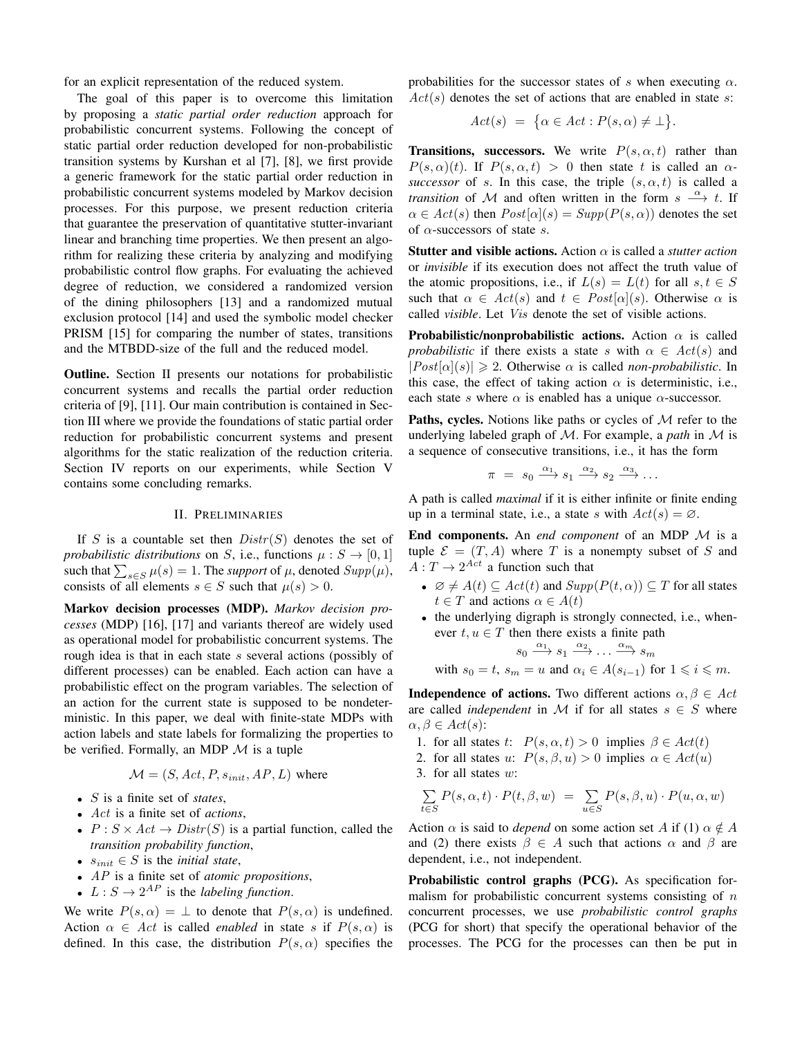for an explicit representation of the reduced system.

The goal of this paper is to overcome this limitation by proposing a *static partial order reduction* approach for probabilistic concurrent systems. Following the concept of static partial order reduction developed for non-probabilistic transition systems by Kurshan et al [7], [8], we first provide a generic framework for the static partial order reduction in probabilistic concurrent systems modeled by Markov decision processes. For this purpose, we present reduction criteria that guarantee the preservation of quantitative stutter-invariant linear and branching time properties. We then present an algorithm for realizing these criteria by analyzing and modifying probabilistic control flow graphs. For evaluating the achieved degree of reduction, we considered a randomized version of the dining philosophers [13] and a randomized mutual exclusion protocol [14] and used the symbolic model checker PRISM [15] for comparing the number of states, transitions and the MTBDD-size of the full and the reduced model.

**Outline.** Section II presents our notations for probabilistic concurrent systems and recalls the partial order reduction criteria of [9], [11]. Our main contribution is contained in Section III where we provide the foundations of static partial order reduction for probabilistic concurrent systems and present algorithms for the static realization of the reduction criteria. Section IV reports on our experiments, while Section V contains some concluding remarks.

## II. Preliminaries

If $S$ is a countable set then $Distr(S)$ denotes the set of *probabilistic distributions* on $S$, i.e., functions $\mu : S \to [0,1]$ such that $\sum_{s \in S} \mu(s) = 1$. The *support* of $\mu$, denoted $Supp(\mu)$, consists of all elements $s \in S$ such that $\mu(s) > 0$.

**Markov decision processes (MDP).** *Markov decision processes* (MDP) [16], [17] and variants thereof are widely used as operational model for probabilistic concurrent systems. The rough idea is that in each state $s$ several actions (possibly of different processes) can be enabled. Each action can have a probabilistic effect on the program variables. The selection of an action for the current state is supposed to be nondeterministic. In this paper, we deal with finite-state MDPs with action labels and state labels for formalizing the properties to be verified. Formally, an MDP $\mathcal{M}$ is a tuple

$$\mathcal{M} = (S, Act, P, s_{init}, AP, L) \text{ where}$$

- $S$ is a finite set of *states*,
- $Act$ is a finite set of *actions*,
- $P : S \times Act \to Distr(S)$ is a partial function, called the *transition probability function*,
- $s_{init} \in S$ is the *initial state*,
- $AP$ is a finite set of *atomic propositions*,
- $L : S \to 2^{AP}$ is the *labeling function*.

We write $P(s, \alpha) = \bot$ to denote that $P(s, \alpha)$ is undefined. Action $\alpha \in Act$ is called *enabled* in state $s$ if $P(s, \alpha)$ is defined. In this case, the distribution $P(s, \alpha)$ specifies the probabilities for the successor states of $s$ when executing $\alpha$. $Act(s)$ denotes the set of actions that are enabled in state $s$:

$$Act(s) \;=\; \{\alpha \in Act : P(s, \alpha) \neq \bot\}.$$

**Transitions, successors.** We write $P(s, \alpha, t)$ rather than $P(s, \alpha)(t)$. If $P(s, \alpha, t) > 0$ then state $t$ is called an $\alpha$-*successor* of $s$. In this case, the triple $(s, \alpha, t)$ is called a *transition* of $\mathcal{M}$ and often written in the form $s \xrightarrow{\alpha} t$. If $\alpha \in Act(s)$ then $Post[\alpha](s) = Supp(P(s, \alpha))$ denotes the set of $\alpha$-successors of state $s$.

**Stutter and visible actions.** Action $\alpha$ is called a *stutter action* or *invisible* if its execution does not affect the truth value of the atomic propositions, i.e., if $L(s) = L(t)$ for all $s, t \in S$ such that $\alpha \in Act(s)$ and $t \in Post[\alpha](s)$. Otherwise $\alpha$ is called *visible*. Let $Vis$ denote the set of visible actions.

**Probabilistic/nonprobabilistic actions.** Action $\alpha$ is called *probabilistic* if there exists a state $s$ with $\alpha \in Act(s)$ and $|Post[\alpha](s)| \geqslant 2$. Otherwise $\alpha$ is called *non-probabilistic*. In this case, the effect of taking action $\alpha$ is deterministic, i.e., each state $s$ where $\alpha$ is enabled has a unique $\alpha$-successor.

**Paths, cycles.** Notions like paths or cycles of $\mathcal{M}$ refer to the underlying labeled graph of $\mathcal{M}$. For example, a *path* in $\mathcal{M}$ is a sequence of consecutive transitions, i.e., it has the form

$$\pi \;=\; s_0 \xrightarrow{\alpha_1} s_1 \xrightarrow{\alpha_2} s_2 \xrightarrow{\alpha_3} \ldots$$

A path is called *maximal* if it is either infinite or finite ending up in a terminal state, i.e., a state $s$ with $Act(s) = \varnothing$.

**End components.** An *end component* of an MDP $\mathcal{M}$ is a tuple $\mathcal{E} = (T, A)$ where $T$ is a nonempty subset of $S$ and $A : T \to 2^{Act}$ a function such that

- $\varnothing \neq A(t) \subseteq Act(t)$ and $Supp(P(t, \alpha)) \subseteq T$ for all states $t \in T$ and actions $\alpha \in A(t)$
- the underlying digraph is strongly connected, i.e., whenever $t, u \in T$ then there exists a finite path
$$s_0 \xrightarrow{\alpha_1} s_1 \xrightarrow{\alpha_2} \ldots \xrightarrow{\alpha_m} s_m$$
with $s_0 = t$, $s_m = u$ and $\alpha_i \in A(s_{i-1})$ for $1 \leqslant i \leqslant m$.

**Independence of actions.** Two different actions $\alpha, \beta \in Act$ are called *independent* in $\mathcal{M}$ if for all states $s \in S$ where $\alpha, \beta \in Act(s)$:

1. for all states $t$: $P(s, \alpha, t) > 0$ implies $\beta \in Act(t)$
2. for all states $u$: $P(s, \beta, u) > 0$ implies $\alpha \in Act(u)$
3. for all states $w$:

$$\sum_{t \in S} P(s, \alpha, t) \cdot P(t, \beta, w) \;=\; \sum_{u \in S} P(s, \beta, u) \cdot P(u, \alpha, w)$$

Action $\alpha$ is said to *depend* on some action set $A$ if (1) $\alpha \notin A$ and (2) there exists $\beta \in A$ such that actions $\alpha$ and $\beta$ are dependent, i.e., not independent.

**Probabilistic control graphs (PCG).** As specification formalism for probabilistic concurrent systems consisting of $n$ concurrent processes, we use *probabilistic control graphs* (PCG for short) that specify the operational behavior of the processes. The PCG for the processes can then be put in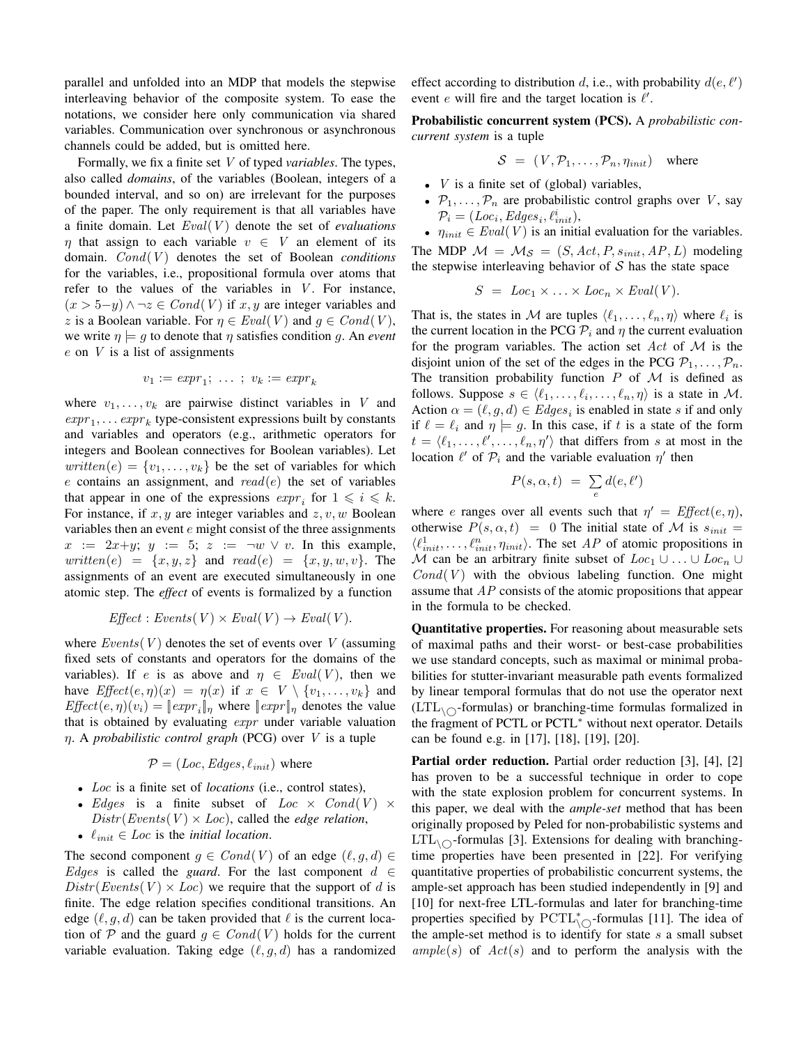parallel and unfolded into an MDP that models the stepwise interleaving behavior of the composite system. To ease the notations, we consider here only communication via shared variables. Communication over synchronous or asynchronous channels could be added, but is omitted here.

Formally, we fix a finite set $V$ of typed *variables*. The types, also called *domains*, of the variables (Boolean, integers of a bounded interval, and so on) are irrelevant for the purposes of the paper. The only requirement is that all variables have a finite domain. Let $Eval(V)$ denote the set of *evaluations* $\eta$ that assign to each variable $v \in V$ an element of its domain. $Cond(V)$ denotes the set of Boolean *conditions* for the variables, i.e., propositional formula over atoms that refer to the values of the variables in $V$. For instance, $(x > 5-y) \wedge \neg z \in Cond(V)$ if $x, y$ are integer variables and $z$ is a Boolean variable. For $\eta \in Eval(V)$ and $g \in Cond(V)$, we write $\eta \models g$ to denote that $\eta$ satisfies condition $g$. An *event* $e$ on $V$ is a list of assignments

$$v_1 := expr_1; \ \ldots \ ; \ v_k := expr_k$$

where $v_1, \ldots, v_k$ are pairwise distinct variables in $V$ and $expr_1, \ldots expr_k$ type-consistent expressions built by constants and variables and operators (e.g., arithmetic operators for integers and Boolean connectives for Boolean variables). Let $written(e) = \{v_1, \ldots, v_k\}$ be the set of variables for which $e$ contains an assignment, and $read(e)$ the set of variables that appear in one of the expressions $expr_i$ for $1 \leqslant i \leqslant k$. For instance, if $x, y$ are integer variables and $z, v, w$ Boolean variables then an event $e$ might consist of the three assignments $x := 2x+y$; $y := 5$; $z := \neg w \vee v$. In this example, $written(e) = \{x, y, z\}$ and $read(e) = \{x, y, w, v\}$. The assignments of an event are executed simultaneously in one atomic step. The *effect* of events is formalized by a function

$$Effect : Events(V) \times Eval(V) \rightarrow Eval(V).$$

where $Events(V)$ denotes the set of events over $V$ (assuming fixed sets of constants and operators for the domains of the variables). If $e$ is as above and $\eta \in Eval(V)$, then we have $Effect(e, \eta)(x) = \eta(x)$ if $x \in V \setminus \{v_1, \ldots, v_k\}$ and $Effect(e, \eta)(v_i) = [\![expr_i]\!]_\eta$ where $[\![expr]\!]_\eta$ denotes the value that is obtained by evaluating $expr$ under variable valuation $\eta$. A *probabilistic control graph* (PCG) over $V$ is a tuple

$$\mathcal{P} = (Loc, Edges, \ell_{init}) \text{ where}$$

- $Loc$ is a finite set of *locations* (i.e., control states),
- $Edges$ is a finite subset of $Loc \times Cond(V) \times Distr(Events(V) \times Loc)$, called the *edge relation*,
- $\ell_{init} \in Loc$ is the *initial location*.

The second component $g \in Cond(V)$ of an edge $(\ell, g, d) \in Edges$ is called the *guard*. For the last component $d \in Distr(Events(V) \times Loc)$ we require that the support of $d$ is finite. The edge relation specifies conditional transitions. An edge $(\ell, g, d)$ can be taken provided that $\ell$ is the current location of $\mathcal{P}$ and the guard $g \in Cond(V)$ holds for the current variable evaluation. Taking edge $(\ell, g, d)$ has a randomized effect according to distribution $d$, i.e., with probability $d(e, \ell')$ event $e$ will fire and the target location is $\ell'$.

**Probabilistic concurrent system (PCS).** A *probabilistic concurrent system* is a tuple

$$\mathcal{S} \ = \ (V, \mathcal{P}_1, \ldots, \mathcal{P}_n, \eta_{init}) \quad \text{where}$$

- $V$ is a finite set of (global) variables,
- $\mathcal{P}_1, \ldots, \mathcal{P}_n$ are probabilistic control graphs over $V$, say $\mathcal{P}_i = (Loc_i, Edges_i, \ell^i_{init})$,
- $\eta_{init} \in Eval(V)$ is an initial evaluation for the variables.

The MDP $\mathcal{M} = \mathcal{M}_{\mathcal{S}} = (S, Act, P, s_{init}, AP, L)$ modeling the stepwise interleaving behavior of $\mathcal{S}$ has the state space

$$S \ = \ Loc_1 \times \ldots \times Loc_n \times Eval(V).$$

That is, the states in $\mathcal{M}$ are tuples $\langle \ell_1, \ldots, \ell_n, \eta \rangle$ where $\ell_i$ is the current location in the PCG $\mathcal{P}_i$ and $\eta$ the current evaluation for the program variables. The action set $Act$ of $\mathcal{M}$ is the disjoint union of the set of the edges in the PCG $\mathcal{P}_1, \ldots, \mathcal{P}_n$. The transition probability function $P$ of $\mathcal{M}$ is defined as follows. Suppose $s \in \langle \ell_1, \ldots, \ell_i, \ldots, \ell_n, \eta \rangle$ is a state in $\mathcal{M}$. Action $\alpha = (\ell, g, d) \in Edges_i$ is enabled in state $s$ if and only if $\ell = \ell_i$ and $\eta \models g$. In this case, if $t$ is a state of the form $t = \langle \ell_1, \ldots, \ell', \ldots, \ell_n, \eta' \rangle$ that differs from $s$ at most in the location $\ell'$ of $\mathcal{P}_i$ and the variable evaluation $\eta'$ then

$$P(s, \alpha, t) \ = \ \sum_e d(e, \ell')$$

where $e$ ranges over all events such that $\eta' = Effect(e, \eta)$, otherwise $P(s, \alpha, t) \ = \ 0$ The initial state of $\mathcal{M}$ is $s_{init} = \langle \ell^1_{init}, \ldots, \ell^n_{init}, \eta_{init} \rangle$. The set $AP$ of atomic propositions in $\mathcal{M}$ can be an arbitrary finite subset of $Loc_1 \cup \ldots \cup Loc_n \cup Cond(V)$ with the obvious labeling function. One might assume that $AP$ consists of the atomic propositions that appear in the formula to be checked.

**Quantitative properties.** For reasoning about measurable sets of maximal paths and their worst- or best-case probabilities we use standard concepts, such as maximal or minimal probabilities for stutter-invariant measurable path events formalized by linear temporal formulas that do not use the operator next ($\text{LTL}_{\setminus\bigcirc}$-formulas) or branching-time formulas formalized in the fragment of PCTL or PCTL$^*$ without next operator. Details can be found e.g. in [17], [18], [19], [20].

**Partial order reduction.** Partial order reduction [3], [4], [2] has proven to be a successful technique in order to cope with the state explosion problem for concurrent systems. In this paper, we deal with the *ample-set* method that has been originally proposed by Peled for non-probabilistic systems and $\text{LTL}_{\setminus\bigcirc}$-formulas [3]. Extensions for dealing with branching-time properties have been presented in [22]. For verifying quantitative properties of probabilistic concurrent systems, the ample-set approach has been studied independently in [9] and [10] for next-free LTL-formulas and later for branching-time properties specified by $\text{PCTL}^*_{\setminus\bigcirc}$-formulas [11]. The idea of the ample-set method is to identify for state $s$ a small subset $ample(s)$ of $Act(s)$ and to perform the analysis with the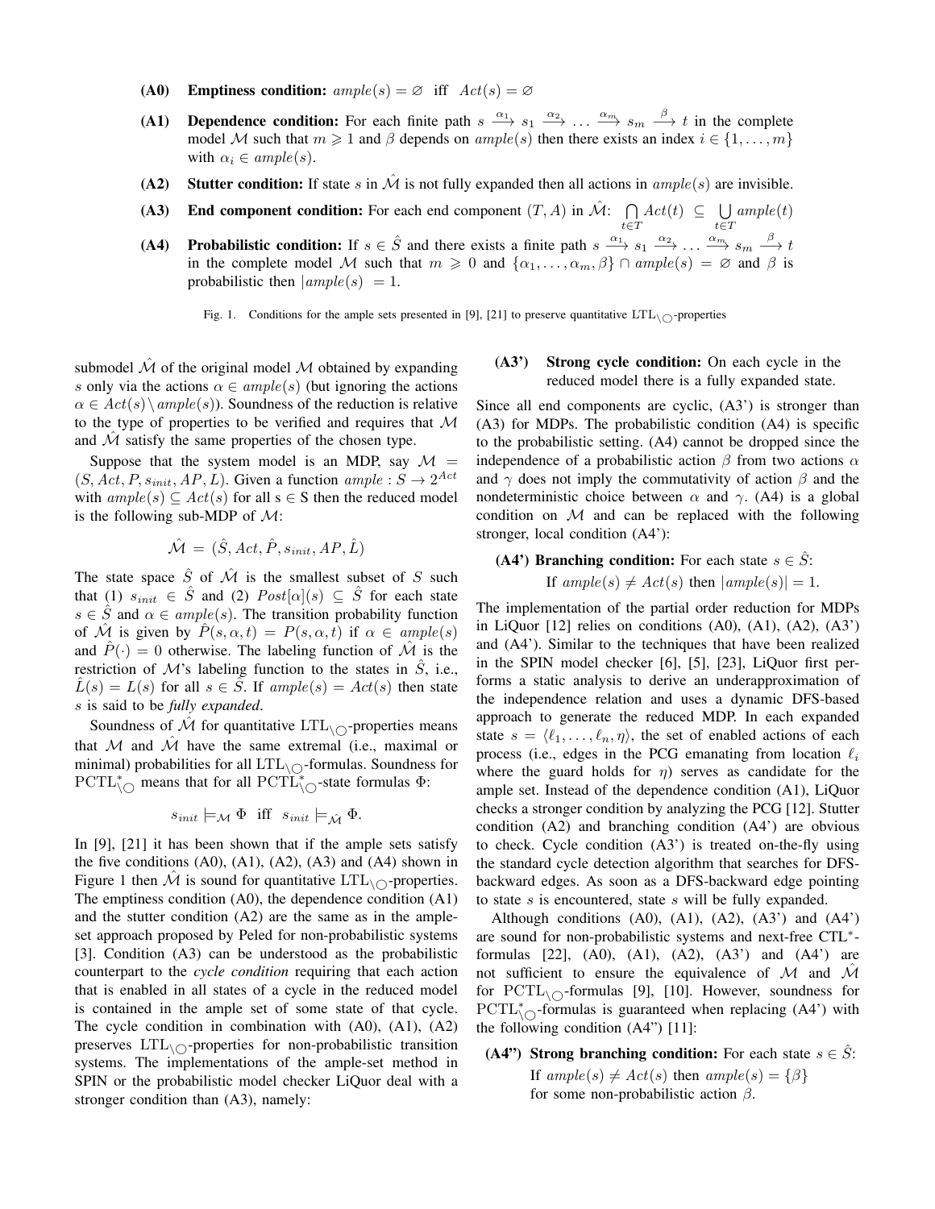**(A0) Emptiness condition:** $ample(s) = \varnothing$ iff $Act(s) = \varnothing$

**(A1) Dependence condition:** For each finite path $s \xrightarrow{\alpha_1} s_1 \xrightarrow{\alpha_2} \dots \xrightarrow{\alpha_m} s_m \xrightarrow{\beta} t$ in the complete model $\mathcal{M}$ such that $m \geqslant 1$ and $\beta$ depends on $ample(s)$ then there exists an index $i \in \{1, \dots, m\}$ with $\alpha_i \in ample(s)$.

**(A2) Stutter condition:** If state $s$ in $\hat{\mathcal{M}}$ is not fully expanded then all actions in $ample(s)$ are invisible.

**(A3) End component condition:** For each end component $(T, A)$ in $\hat{\mathcal{M}}$: $\bigcap_{t \in T} Act(t) \subseteq \bigcup_{t \in T} ample(t)$

**(A4) Probabilistic condition:** If $s \in \hat{S}$ and there exists a finite path $s \xrightarrow{\alpha_1} s_1 \xrightarrow{\alpha_2} \dots \xrightarrow{\alpha_m} s_m \xrightarrow{\beta} t$ in the complete model $\mathcal{M}$ such that $m \geqslant 0$ and $\{\alpha_1, \dots, \alpha_m, \beta\} \cap ample(s) = \varnothing$ and $\beta$ is probabilistic then $|ample(s)| = 1$.

Fig. 1. Conditions for the ample sets presented in [9], [21] to preserve quantitative $\mathrm{LTL}_{\setminus\bigcirc}$-properties

submodel $\hat{\mathcal{M}}$ of the original model $\mathcal{M}$ obtained by expanding $s$ only via the actions $\alpha \in ample(s)$ (but ignoring the actions $\alpha \in Act(s) \setminus ample(s)$). Soundness of the reduction is relative to the type of properties to be verified and requires that $\mathcal{M}$ and $\hat{\mathcal{M}}$ satisfy the same properties of the chosen type.

Suppose that the system model is an MDP, say $\mathcal{M} = (S, Act, P, s_{init}, AP, L)$. Given a function $ample : S \to 2^{Act}$ with $ample(s) \subseteq Act(s)$ for all s $\in$ S then the reduced model is the following sub-MDP of $\mathcal{M}$:

$$\hat{\mathcal{M}} = (\hat{S}, Act, \hat{P}, s_{init}, AP, \hat{L})$$

The state space $\hat{S}$ of $\hat{\mathcal{M}}$ is the smallest subset of $S$ such that (1) $s_{init} \in \hat{S}$ and (2) $Post[\alpha](s) \subseteq \hat{S}$ for each state $s \in \hat{S}$ and $\alpha \in ample(s)$. The transition probability function of $\hat{\mathcal{M}}$ is given by $\hat{P}(s, \alpha, t) = P(s, \alpha, t)$ if $\alpha \in ample(s)$ and $\hat{P}(\cdot) = 0$ otherwise. The labeling function of $\hat{\mathcal{M}}$ is the restriction of $\mathcal{M}$'s labeling function to the states in $\hat{S}$, i.e., $\hat{L}(s) = L(s)$ for all $s \in \hat{S}$. If $ample(s) = Act(s)$ then state $s$ is said to be *fully expanded*.

Soundness of $\hat{\mathcal{M}}$ for quantitative $\mathrm{LTL}_{\setminus\bigcirc}$-properties means that $\mathcal{M}$ and $\hat{\mathcal{M}}$ have the same extremal (i.e., maximal or minimal) probabilities for all $\mathrm{LTL}_{\setminus\bigcirc}$-formulas. Soundness for $\mathrm{PCTL}^*_{\setminus\bigcirc}$ means that for all $\mathrm{PCTL}^*_{\setminus\bigcirc}$-state formulas $\Phi$:

$$s_{init} \models_{\mathcal{M}} \Phi \quad \text{iff} \quad s_{init} \models_{\hat{\mathcal{M}}} \Phi.$$

In [9], [21] it has been shown that if the ample sets satisfy the five conditions (A0), (A1), (A2), (A3) and (A4) shown in Figure 1 then $\hat{\mathcal{M}}$ is sound for quantitative $\mathrm{LTL}_{\setminus\bigcirc}$-properties. The emptiness condition (A0), the dependence condition (A1) and the stutter condition (A2) are the same as in the ample-set approach proposed by Peled for non-probabilistic systems [3]. Condition (A3) can be understood as the probabilistic counterpart to the *cycle condition* requiring that each action that is enabled in all states of a cycle in the reduced model is contained in the ample set of some state of that cycle. The cycle condition in combination with (A0), (A1), (A2) preserves $\mathrm{LTL}_{\setminus\bigcirc}$-properties for non-probabilistic transition systems. The implementations of the ample-set method in SPIN or the probabilistic model checker LiQuor deal with a stronger condition than (A3), namely:

**(A3') Strong cycle condition:** On each cycle in the reduced model there is a fully expanded state.

Since all end components are cyclic, (A3') is stronger than (A3) for MDPs. The probabilistic condition (A4) is specific to the probabilistic setting. (A4) cannot be dropped since the independence of a probabilistic action $\beta$ from two actions $\alpha$ and $\gamma$ does not imply the commutativity of action $\beta$ and the nondeterministic choice between $\alpha$ and $\gamma$. (A4) is a global condition on $\mathcal{M}$ and can be replaced with the following stronger, local condition (A4'):

**(A4') Branching condition:** For each state $s \in \hat{S}$:
If $ample(s) \neq Act(s)$ then $|ample(s)| = 1$.

The implementation of the partial order reduction for MDPs in LiQuor [12] relies on conditions (A0), (A1), (A2), (A3') and (A4'). Similar to the techniques that have been realized in the SPIN model checker [6], [5], [23], LiQuor first performs a static analysis to derive an underapproximation of the independence relation and uses a dynamic DFS-based approach to generate the reduced MDP. In each expanded state $s = \langle \ell_1, \dots, \ell_n, \eta \rangle$, the set of enabled actions of each process (i.e., edges in the PCG emanating from location $\ell_i$ where the guard holds for $\eta$) serves as candidate for the ample set. Instead of the dependence condition (A1), LiQuor checks a stronger condition by analyzing the PCG [12]. Stutter condition (A2) and branching condition (A4') are obvious to check. Cycle condition (A3') is treated on-the-fly using the standard cycle detection algorithm that searches for DFS-backward edges. As soon as a DFS-backward edge pointing to state $s$ is encountered, state $s$ will be fully expanded.

Although conditions (A0), (A1), (A2), (A3') and (A4') are sound for non-probabilistic systems and next-free $\mathrm{CTL}^*$-formulas [22], (A0), (A1), (A2), (A3') and (A4') are not sufficient to ensure the equivalence of $\mathcal{M}$ and $\hat{\mathcal{M}}$ for $\mathrm{PCTL}_{\setminus\bigcirc}$-formulas [9], [10]. However, soundness for $\mathrm{PCTL}^*_{\setminus\bigcirc}$-formulas is guaranteed when replacing (A4') with the following condition (A4'') [11]:

**(A4'') Strong branching condition:** For each state $s \in \hat{S}$:
If $ample(s) \neq Act(s)$ then $ample(s) = \{\beta\}$ for some non-probabilistic action $\beta$.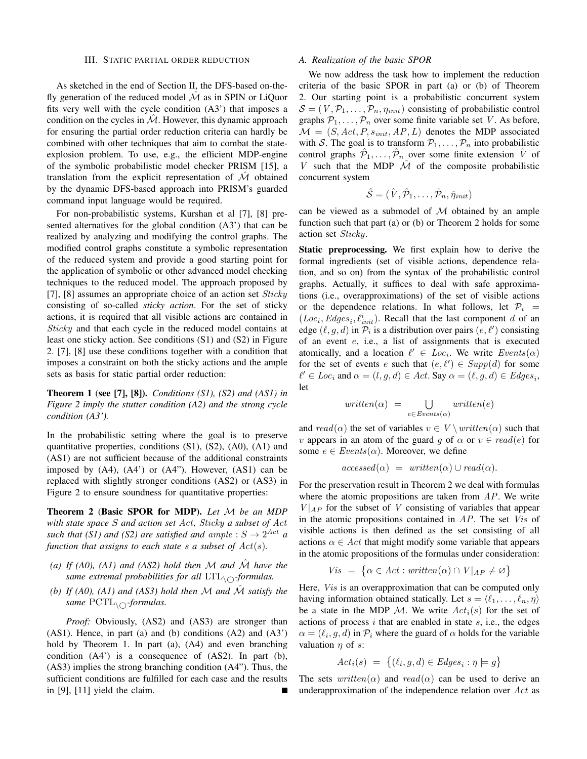## III. Static partial order reduction

As sketched in the end of Section II, the DFS-based on-the-fly generation of the reduced model $\hat{\mathcal{M}}$ as in SPIN or LiQuor fits very well with the cycle condition (A3') that imposes a condition on the cycles in $\hat{\mathcal{M}}$. However, this dynamic approach for ensuring the partial order reduction criteria can hardly be combined with other techniques that aim to combat the state-explosion problem. To use, e.g., the efficient MDP-engine of the symbolic probabilistic model checker PRISM [15], a translation from the explicit representation of $\hat{\mathcal{M}}$ obtained by the dynamic DFS-based approach into PRISM's guarded command input language would be required.

For non-probabilistic systems, Kurshan et al [7], [8] presented alternatives for the global condition (A3') that can be realized by analyzing and modifying the control graphs. The modified control graphs constitute a symbolic representation of the reduced system and provide a good starting point for the application of symbolic or other advanced model checking techniques to the reduced model. The approach proposed by [7], [8] assumes an appropriate choice of an action set $Sticky$ consisting of so-called *sticky action*. For the set of sticky actions, it is required that all visible actions are contained in $Sticky$ and that each cycle in the reduced model contains at least one sticky action. See conditions (S1) and (S2) in Figure 2. [7], [8] use these conditions together with a condition that imposes a constraint on both the sticky actions and the ample sets as basis for static partial order reduction:

**Theorem 1 (see [7], [8]).** *Conditions (S1), (S2) and (AS1) in Figure 2 imply the stutter condition (A2) and the strong cycle condition (A3').*

In the probabilistic setting where the goal is to preserve quantitative properties, conditions (S1), (S2), (A0), (A1) and (AS1) are not sufficient because of the additional constraints imposed by (A4), (A4') or (A4"). However, (AS1) can be replaced with slightly stronger conditions (AS2) or (AS3) in Figure 2 to ensure soundness for quantitative properties:

**Theorem 2 (Basic SPOR for MDP).** *Let $\mathcal{M}$ be an MDP with state space $S$ and action set $Act$, $Sticky$ a subset of $Act$ such that (S1) and (S2) are satisfied and $ample : S \to 2^{Act}$ a function that assigns to each state $s$ a subset of $Act(s)$.*

*(a) If (A0), (A1) and (AS2) hold then $\mathcal{M}$ and $\hat{\mathcal{M}}$ have the same extremal probabilities for all $\mathrm{LTL}_{\setminus\bigcirc}$-formulas.*

*(b) If (A0), (A1) and (AS3) hold then $\mathcal{M}$ and $\hat{\mathcal{M}}$ satisfy the same $\mathrm{PCTL}_{\setminus\bigcirc}$-formulas.*

*Proof:* Obviously, (AS2) and (AS3) are stronger than (AS1). Hence, in part (a) and (b) conditions (A2) and (A3') hold by Theorem 1. In part (a), (A4) and even branching condition (A4') is a consequence of (AS2). In part (b), (AS3) implies the strong branching condition (A4"). Thus, the sufficient conditions are fulfilled for each case and the results in [9], [11] yield the claim. ∎

### A. Realization of the basic SPOR

We now address the task how to implement the reduction criteria of the basic SPOR in part (a) or (b) of Theorem 2. Our starting point is a probabilistic concurrent system $\mathcal{S} = (V, \mathcal{P}_1, \ldots, \mathcal{P}_n, \eta_{init})$ consisting of probabilistic control graphs $\mathcal{P}_1, \ldots, \mathcal{P}_n$ over some finite variable set $V$. As before, $\mathcal{M} = (S, Act, P, s_{init}, AP, L)$ denotes the MDP associated with $\mathcal{S}$. The goal is to transform $\mathcal{P}_1, \ldots, \mathcal{P}_n$ into probabilistic control graphs $\hat{\mathcal{P}}_1, \ldots, \hat{\mathcal{P}}_n$ over some finite extension $\hat{V}$ of $V$ such that the MDP $\hat{\mathcal{M}}$ of the composite probabilistic concurrent system

$$\hat{\mathcal{S}} = (\hat{V}, \hat{\mathcal{P}}_1, \ldots, \hat{\mathcal{P}}_n, \hat{\eta}_{init})$$

can be viewed as a submodel of $\mathcal{M}$ obtained by an ample function such that part (a) or (b) or Theorem 2 holds for some action set $Sticky$.

**Static preprocessing.** We first explain how to derive the formal ingredients (set of visible actions, dependence relation, and so on) from the syntax of the probabilistic control graphs. Actually, it suffices to deal with safe approximations (i.e., overapproximations) of the set of visible actions or the dependence relations. In what follows, let $\mathcal{P}_i = (Loc_i, Edges_i, \ell^i_{init})$. Recall that the last component $d$ of an edge $(\ell, g, d)$ in $\mathcal{P}_i$ is a distribution over pairs $(e, \ell')$ consisting of an event $e$, i.e., a list of assignments that is executed atomically, and a location $\ell' \in Loc_i$. We write $Events(\alpha)$ for the set of events $e$ such that $(e, \ell') \in Supp(d)$ for some $\ell' \in Loc_i$ and $\alpha = (l, g, d) \in Act$. Say $\alpha = (\ell, g, d) \in Edges_i$, let

$$written(\alpha) \;=\; \bigcup_{e \in Events(\alpha)} written(e)$$

and $read(\alpha)$ the set of variables $v \in V \setminus written(\alpha)$ such that $v$ appears in an atom of the guard $g$ of $\alpha$ or $v \in read(e)$ for some $e \in Events(\alpha)$. Moreover, we define

$$accessed(\alpha) \;=\; written(\alpha) \cup read(\alpha).$$

For the preservation result in Theorem 2 we deal with formulas where the atomic propositions are taken from $AP$. We write $V|_{AP}$ for the subset of $V$ consisting of variables that appear in the atomic propositions contained in $AP$. The set $Vis$ of visible actions is then defined as the set consisting of all actions $\alpha \in Act$ that might modify some variable that appears in the atomic propositions of the formulas under consideration:

$$Vis \;=\; \{\alpha \in Act : written(\alpha) \cap V|_{AP} \neq \varnothing\}$$

Here, $Vis$ is an overapproximation that can be computed only having information obtained statically. Let $s = \langle \ell_1, \ldots, \ell_n, \eta \rangle$ be a state in the MDP $\mathcal{M}$. We write $Act_i(s)$ for the set of actions of process $i$ that are enabled in state $s$, i.e., the edges $\alpha = (\ell_i, g, d)$ in $\mathcal{P}_i$ where the guard of $\alpha$ holds for the variable valuation $\eta$ of $s$:

$$Act_i(s) \;=\; \{(\ell_i, g, d) \in Edges_i : \eta \models g\}$$

The sets $written(\alpha)$ and $read(\alpha)$ can be used to derive an underapproximation of the independence relation over $Act$ as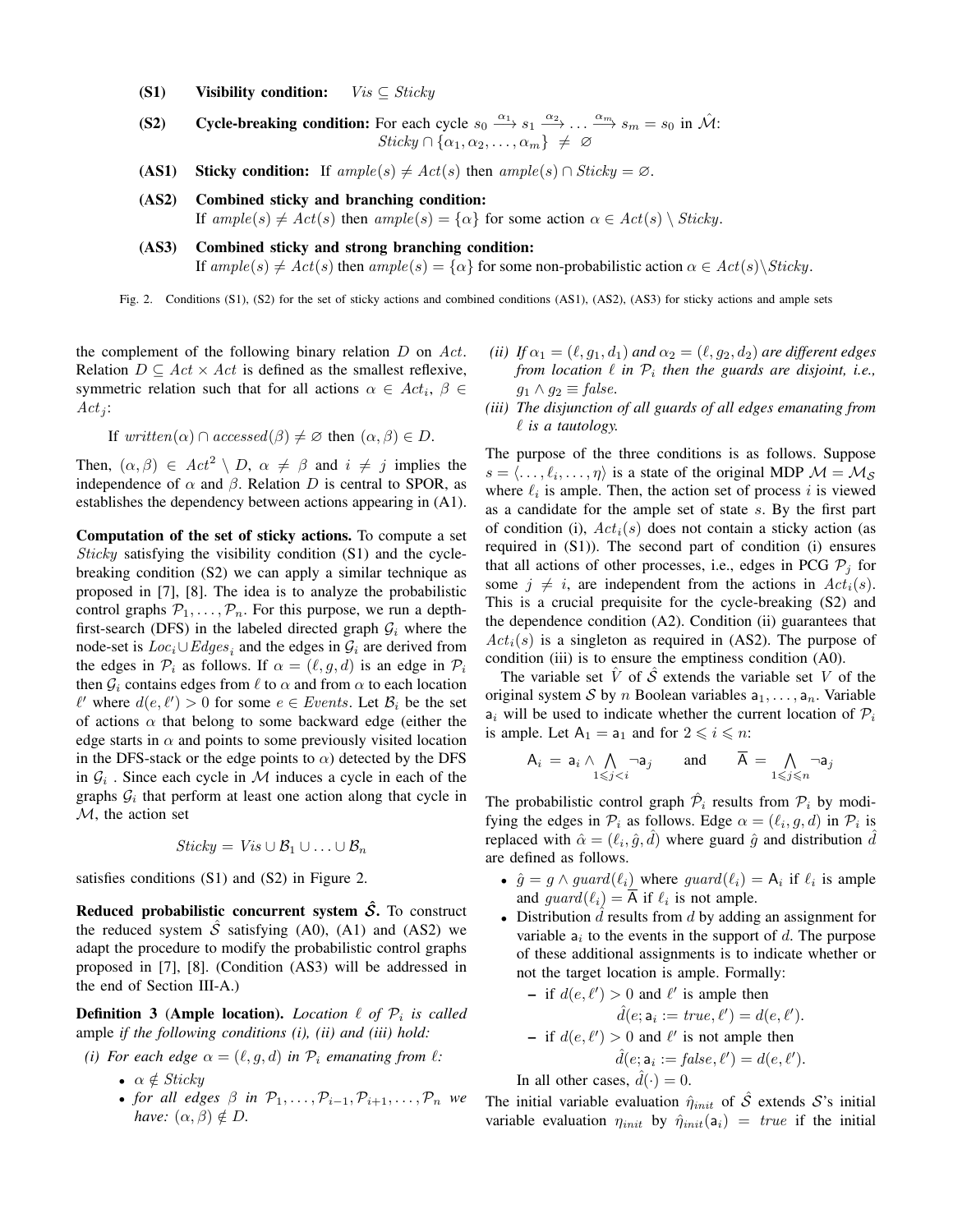**(S1)** **Visibility condition:** $Vis \subseteq Sticky$

**(S2)** **Cycle-breaking condition:** For each cycle $s_0 \xrightarrow{\alpha_1} s_1 \xrightarrow{\alpha_2} \ldots \xrightarrow{\alpha_m} s_m = s_0$ in $\hat{\mathcal{M}}$:
$$Sticky \cap \{\alpha_1, \alpha_2, \ldots, \alpha_m\} \neq \varnothing$$

**(AS1)** **Sticky condition:** If $ample(s) \neq Act(s)$ then $ample(s) \cap Sticky = \varnothing$.

**(AS2)** **Combined sticky and branching condition:**
If $ample(s) \neq Act(s)$ then $ample(s) = \{\alpha\}$ for some action $\alpha \in Act(s) \setminus Sticky$.

**(AS3)** **Combined sticky and strong branching condition:**
If $ample(s) \neq Act(s)$ then $ample(s) = \{\alpha\}$ for some non-probabilistic action $\alpha \in Act(s) \setminus Sticky$.

Fig. 2. Conditions (S1), (S2) for the set of sticky actions and combined conditions (AS1), (AS2), (AS3) for sticky actions and ample sets

the complement of the following binary relation $D$ on $Act$. Relation $D \subseteq Act \times Act$ is defined as the smallest reflexive, symmetric relation such that for all actions $\alpha \in Act_i$, $\beta \in Act_j$:

$$\text{If } written(\alpha) \cap accessed(\beta) \neq \varnothing \text{ then } (\alpha, \beta) \in D.$$

Then, $(\alpha, \beta) \in Act^2 \setminus D$, $\alpha \neq \beta$ and $i \neq j$ implies the independence of $\alpha$ and $\beta$. Relation $D$ is central to SPOR, as establishes the dependency between actions appearing in (A1).

**Computation of the set of sticky actions.** To compute a set $Sticky$ satisfying the visibility condition (S1) and the cycle-breaking condition (S2) we can apply a similar technique as proposed in [7], [8]. The idea is to analyze the probabilistic control graphs $\mathcal{P}_1, \ldots, \mathcal{P}_n$. For this purpose, we run a depth-first-search (DFS) in the labeled directed graph $\mathcal{G}_i$ where the node-set is $Loc_i \cup Edges_i$ and the edges in $\mathcal{G}_i$ are derived from the edges in $\mathcal{P}_i$ as follows. If $\alpha = (\ell, g, d)$ is an edge in $\mathcal{P}_i$ then $\mathcal{G}_i$ contains edges from $\ell$ to $\alpha$ and from $\alpha$ to each location $\ell'$ where $d(e, \ell') > 0$ for some $e \in Events$. Let $\mathcal{B}_i$ be the set of actions $\alpha$ that belong to some backward edge (either the edge starts in $\alpha$ and points to some previously visited location in the DFS-stack or the edge points to $\alpha$) detected by the DFS in $\mathcal{G}_i$ . Since each cycle in $\mathcal{M}$ induces a cycle in each of the graphs $\mathcal{G}_i$ that perform at least one action along that cycle in $\mathcal{M}$, the action set

$$Sticky = Vis \cup \mathcal{B}_1 \cup \ldots \cup \mathcal{B}_n$$

satisfies conditions (S1) and (S2) in Figure 2.

**Reduced probabilistic concurrent system $\hat{\mathcal{S}}$.** To construct the reduced system $\hat{\mathcal{S}}$ satisfying (A0), (A1) and (AS2) we adapt the procedure to modify the probabilistic control graphs proposed in [7], [8]. (Condition (AS3) will be addressed in the end of Section III-A.)

**Definition 3** (**Ample location).** *Location $\ell$ of $\mathcal{P}_i$ is called* ample *if the following conditions (i), (ii) and (iii) hold:*

*(i) For each edge $\alpha = (\ell, g, d)$ in $\mathcal{P}_i$ emanating from $\ell$:*
- *$\alpha \notin Sticky$*
- *for all edges $\beta$ in $\mathcal{P}_1, \ldots, \mathcal{P}_{i-1}, \mathcal{P}_{i+1}, \ldots, \mathcal{P}_n$ we have: $(\alpha, \beta) \notin D$.*

*(ii) If $\alpha_1 = (\ell, g_1, d_1)$ and $\alpha_2 = (\ell, g_2, d_2)$ are different edges from location $\ell$ in $\mathcal{P}_i$ then the guards are disjoint, i.e., $g_1 \wedge g_2 \equiv false$.*

*(iii) The disjunction of all guards of all edges emanating from $\ell$ is a tautology.*

The purpose of the three conditions is as follows. Suppose $s = \langle \ldots, \ell_i, \ldots, \eta \rangle$ is a state of the original MDP $\mathcal{M} = \mathcal{M}_{\mathcal{S}}$ where $\ell_i$ is ample. Then, the action set of process $i$ is viewed as a candidate for the ample set of state $s$. By the first part of condition (i), $Act_i(s)$ does not contain a sticky action (as required in (S1)). The second part of condition (i) ensures that all actions of other processes, i.e., edges in PCG $\mathcal{P}_j$ for some $j \neq i$, are independent from the actions in $Act_i(s)$. This is a crucial prequisite for the cycle-breaking (S2) and the dependence condition (A2). Condition (ii) guarantees that $Act_i(s)$ is a singleton as required in (AS2). The purpose of condition (iii) is to ensure the emptiness condition (A0).

The variable set $\hat{V}$ of $\hat{\mathcal{S}}$ extends the variable set $V$ of the original system $\mathcal{S}$ by $n$ Boolean variables $\mathsf{a}_1, \ldots, \mathsf{a}_n$. Variable $\mathsf{a}_i$ will be used to indicate whether the current location of $\mathcal{P}_i$ is ample. Let $\mathsf{A}_1 = \mathsf{a}_1$ and for $2 \leqslant i \leqslant n$:

$$\mathsf{A}_i = \mathsf{a}_i \wedge \bigwedge_{1 \leqslant j < i} \neg \mathsf{a}_j \qquad \text{and} \qquad \overline{\mathsf{A}} = \bigwedge_{1 \leqslant j \leqslant n} \neg \mathsf{a}_j$$

The probabilistic control graph $\hat{\mathcal{P}}_i$ results from $\mathcal{P}_i$ by modifying the edges in $\mathcal{P}_i$ as follows. Edge $\alpha = (\ell_i, g, d)$ in $\mathcal{P}_i$ is replaced with $\hat{\alpha} = (\ell_i, \hat{g}, \hat{d})$ where guard $\hat{g}$ and distribution $\hat{d}$ are defined as follows.

- $\hat{g} = g \wedge \underline{guard(\ell_i)}$ where $guard(\ell_i) = \mathsf{A}_i$ if $\ell_i$ is ample and $guard(\ell_i) = \overline{\mathsf{A}}$ if $\ell_i$ is not ample.
- Distribution $\hat{d}$ results from $d$ by adding an assignment for variable $\mathsf{a}_i$ to the events in the support of $d$. The purpose of these additional assignments is to indicate whether or not the target location is ample. Formally:
  - if $d(e, \ell') > 0$ and $\ell'$ is ample then
    $$\hat{d}(e; \mathsf{a}_i := true, \ell') = d(e, \ell').$$
  - if $d(e, \ell') > 0$ and $\ell'$ is not ample then
    $$\hat{d}(e; \mathsf{a}_i := false, \ell') = d(e, \ell').$$

  In all other cases, $\hat{d}(\cdot) = 0$.

The initial variable evaluation $\hat{\eta}_{init}$ of $\hat{\mathcal{S}}$ extends $\mathcal{S}$'s initial variable evaluation $\eta_{init}$ by $\hat{\eta}_{init}(\mathsf{a}_i) = true$ if the initial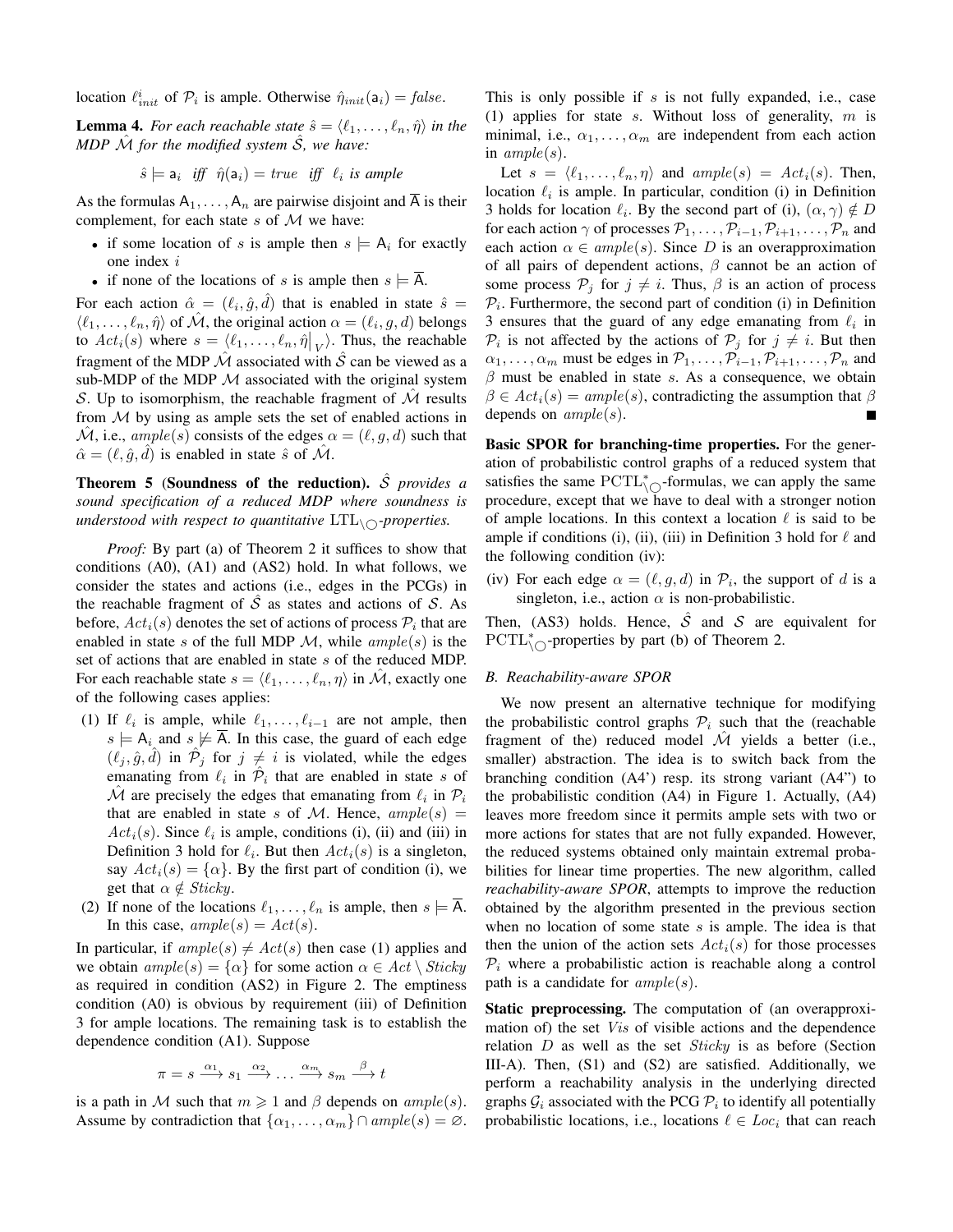location $\ell^i_{init}$ of $\mathcal{P}_i$ is ample. Otherwise $\hat{\eta}_{init}(\mathsf{a}_i) = \mathit{false}$.

**Lemma 4.** *For each reachable state $\hat{s} = \langle \ell_1, \ldots, \ell_n, \hat{\eta} \rangle$ in the MDP $\hat{\mathcal{M}}$ for the modified system $\hat{\mathcal{S}}$, we have:*

$$\hat{s} \models \mathsf{a}_i \quad \text{iff} \quad \hat{\eta}(\mathsf{a}_i) = \mathit{true} \quad \text{iff} \quad \ell_i \text{ is ample}$$

As the formulas $\mathsf{A}_1, \ldots, \mathsf{A}_n$ are pairwise disjoint and $\overline{\mathsf{A}}$ is their complement, for each state $s$ of $\mathcal{M}$ we have:

- if some location of $s$ is ample then $s \models \mathsf{A}_i$ for exactly one index $i$
- if none of the locations of $s$ is ample then $s \models \overline{\mathsf{A}}$.

For each action $\hat{\alpha} = (\ell_i, \hat{g}, \hat{d})$ that is enabled in state $\hat{s} = \langle \ell_1, \ldots, \ell_n, \hat{\eta} \rangle$ of $\hat{\mathcal{M}}$, the original action $\alpha = (\ell_i, g, d)$ belongs to $Act_i(s)$ where $s = \langle \ell_1, \ldots, \ell_n, \hat{\eta}|_V \rangle$. Thus, the reachable fragment of the MDP $\hat{\mathcal{M}}$ associated with $\hat{\mathcal{S}}$ can be viewed as a sub-MDP of the MDP $\mathcal{M}$ associated with the original system $\mathcal{S}$. Up to isomorphism, the reachable fragment of $\hat{\mathcal{M}}$ results from $\mathcal{M}$ by using as ample sets the set of enabled actions in $\hat{\mathcal{M}}$, i.e., $ample(s)$ consists of the edges $\alpha = (\ell, g, d)$ such that $\hat{\alpha} = (\ell, \hat{g}, \hat{d})$ is enabled in state $\hat{s}$ of $\hat{\mathcal{M}}$.

**Theorem 5** (**Soundness of the reduction**)**.** *$\hat{\mathcal{S}}$ provides a sound specification of a reduced MDP where soundness is understood with respect to quantitative $\mathrm{LTL}_{\setminus\bigcirc}$-properties.*

*Proof:* By part (a) of Theorem 2 it suffices to show that conditions (A0), (A1) and (AS2) hold. In what follows, we consider the states and actions (i.e., edges in the PCGs) in the reachable fragment of $\hat{\mathcal{S}}$ as states and actions of $\mathcal{S}$. As before, $Act_i(s)$ denotes the set of actions of process $\mathcal{P}_i$ that are enabled in state $s$ of the full MDP $\mathcal{M}$, while $ample(s)$ is the set of actions that are enabled in state $s$ of the reduced MDP. For each reachable state $s = \langle \ell_1, \ldots, \ell_n, \eta \rangle$ in $\hat{\mathcal{M}}$, exactly one of the following cases applies:

(1) If $\ell_i$ is ample, while $\ell_1, \ldots, \ell_{i-1}$ are not ample, then $s \models \mathsf{A}_i$ and $s \not\models \overline{\mathsf{A}}$. In this case, the guard of each edge $(\ell_j, \hat{g}, \hat{d})$ in $\hat{\mathcal{P}}_j$ for $j \neq i$ is violated, while the edges emanating from $\ell_i$ in $\hat{\mathcal{P}}_i$ that are enabled in state $s$ of $\hat{\mathcal{M}}$ are precisely the edges that emanating from $\ell_i$ in $\mathcal{P}_i$ that are enabled in state $s$ of $\mathcal{M}$. Hence, $ample(s) = Act_i(s)$. Since $\ell_i$ is ample, conditions (i), (ii) and (iii) in Definition 3 hold for $\ell_i$. But then $Act_i(s)$ is a singleton, say $Act_i(s) = \{\alpha\}$. By the first part of condition (i), we get that $\alpha \notin \mathit{Sticky}$.

(2) If none of the locations $\ell_1, \ldots, \ell_n$ is ample, then $s \models \overline{\mathsf{A}}$. In this case, $ample(s) = Act(s)$.

In particular, if $ample(s) \neq Act(s)$ then case (1) applies and we obtain $ample(s) = \{\alpha\}$ for some action $\alpha \in Act \setminus \mathit{Sticky}$ as required in condition (AS2) in Figure 2. The emptiness condition (A0) is obvious by requirement (iii) of Definition 3 for ample locations. The remaining task is to establish the dependence condition (A1). Suppose

$$\pi = s \xrightarrow{\alpha_1} s_1 \xrightarrow{\alpha_2} \ldots \xrightarrow{\alpha_m} s_m \xrightarrow{\beta} t$$

is a path in $\mathcal{M}$ such that $m \geqslant 1$ and $\beta$ depends on $ample(s)$. Assume by contradiction that $\{\alpha_1, \ldots, \alpha_m\} \cap ample(s) = \varnothing$. This is only possible if $s$ is not fully expanded, i.e., case (1) applies for state $s$. Without loss of generality, $m$ is minimal, i.e., $\alpha_1, \ldots, \alpha_m$ are independent from each action in $ample(s)$.

Let $s = \langle \ell_1, \ldots, \ell_n, \eta \rangle$ and $ample(s) = Act_i(s)$. Then, location $\ell_i$ is ample. In particular, condition (i) in Definition 3 holds for location $\ell_i$. By the second part of (i), $(\alpha, \gamma) \notin D$ for each action $\gamma$ of processes $\mathcal{P}_1, \ldots, \mathcal{P}_{i-1}, \mathcal{P}_{i+1}, \ldots, \mathcal{P}_n$ and each action $\alpha \in ample(s)$. Since $D$ is an overapproximation of all pairs of dependent actions, $\beta$ cannot be an action of some process $\mathcal{P}_j$ for $j \neq i$. Thus, $\beta$ is an action of process $\mathcal{P}_i$. Furthermore, the second part of condition (i) in Definition 3 ensures that the guard of any edge emanating from $\ell_i$ in $\mathcal{P}_i$ is not affected by the actions of $\mathcal{P}_j$ for $j \neq i$. But then $\alpha_1, \ldots, \alpha_m$ must be edges in $\mathcal{P}_1, \ldots, \mathcal{P}_{i-1}, \mathcal{P}_{i+1}, \ldots, \mathcal{P}_n$ and $\beta$ must be enabled in state $s$. As a consequence, we obtain $\beta \in Act_i(s) = ample(s)$, contradicting the assumption that $\beta$ depends on $ample(s)$. ■

**Basic SPOR for branching-time properties.** For the generation of probabilistic control graphs of a reduced system that satisfies the same $\mathrm{PCTL}^*_{\setminus\bigcirc}$-formulas, we can apply the same procedure, except that we have to deal with a stronger notion of ample locations. In this context a location $\ell$ is said to be ample if conditions (i), (ii), (iii) in Definition 3 hold for $\ell$ and the following condition (iv):

(iv) For each edge $\alpha = (\ell, g, d)$ in $\mathcal{P}_i$, the support of $d$ is a singleton, i.e., action $\alpha$ is non-probabilistic.

Then, (AS3) holds. Hence, $\hat{\mathcal{S}}$ and $\mathcal{S}$ are equivalent for $\mathrm{PCTL}^*_{\setminus\bigcirc}$-properties by part (b) of Theorem 2.

### B. Reachability-aware SPOR

We now present an alternative technique for modifying the probabilistic control graphs $\mathcal{P}_i$ such that the (reachable fragment of the) reduced model $\hat{\mathcal{M}}$ yields a better (i.e., smaller) abstraction. The idea is to switch back from the branching condition (A4') resp. its strong variant (A4") to the probabilistic condition (A4) in Figure 1. Actually, (A4) leaves more freedom since it permits ample sets with two or more actions for states that are not fully expanded. However, the reduced systems obtained only maintain extremal probabilities for linear time properties. The new algorithm, called *reachability-aware SPOR*, attempts to improve the reduction obtained by the algorithm presented in the previous section when no location of some state $s$ is ample. The idea is that then the union of the action sets $Act_i(s)$ for those processes $\mathcal{P}_i$ where a probabilistic action is reachable along a control path is a candidate for $ample(s)$.

**Static preprocessing.** The computation of (an overapproximation of) the set $\mathit{Vis}$ of visible actions and the dependence relation $D$ as well as the set $\mathit{Sticky}$ is as before (Section III-A). Then, (S1) and (S2) are satisfied. Additionally, we perform a reachability analysis in the underlying directed graphs $\mathcal{G}_i$ associated with the PCG $\mathcal{P}_i$ to identify all potentially probabilistic locations, i.e., locations $\ell \in Loc_i$ that can reach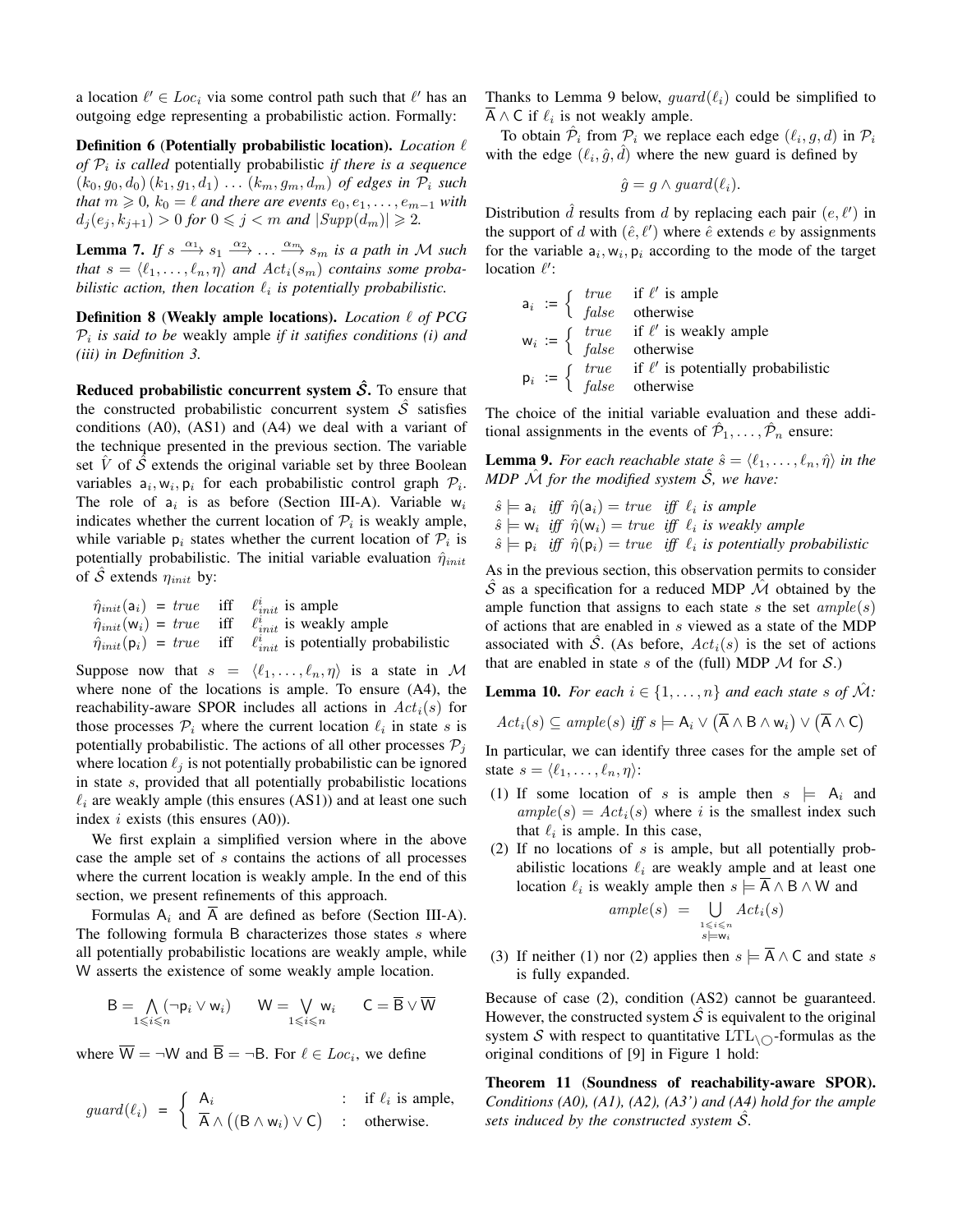a location $\ell' \in Loc_i$ via some control path such that $\ell'$ has an outgoing edge representing a probabilistic action. Formally:

**Definition 6** (**Potentially probabilistic location**). *Location $\ell$ of $\mathcal{P}_i$ is called* potentially probabilistic *if there is a sequence $(k_0, g_0, d_0)\,(k_1, g_1, d_1)\,\ldots\,(k_m, g_m, d_m)$ of edges in $\mathcal{P}_i$ such that $m \geqslant 0$, $k_0 = \ell$ and there are events $e_0, e_1, \ldots, e_{m-1}$ with $d_j(e_j, k_{j+1}) > 0$ for $0 \leqslant j < m$ and $|Supp(d_m)| \geqslant 2$.*

**Lemma 7.** *If $s \xrightarrow{\alpha_1} s_1 \xrightarrow{\alpha_2} \ldots \xrightarrow{\alpha_m} s_m$ is a path in $\mathcal{M}$ such that $s = \langle \ell_1, \ldots, \ell_n, \eta \rangle$ and $Act_i(s_m)$ contains some probabilistic action, then location $\ell_i$ is potentially probabilistic.*

**Definition 8** (**Weakly ample locations**). *Location $\ell$ of PCG $\mathcal{P}_i$ is said to be* weakly ample *if it satisfies conditions (i) and (iii) in Definition 3.*

**Reduced probabilistic concurrent system $\hat{\mathcal{S}}$.** To ensure that the constructed probabilistic concurrent system $\hat{\mathcal{S}}$ satisfies conditions (A0), (AS1) and (A4) we deal with a variant of the technique presented in the previous section. The variable set $\hat{V}$ of $\hat{\mathcal{S}}$ extends the original variable set by three Boolean variables $\mathsf{a}_i, \mathsf{w}_i, \mathsf{p}_i$ for each probabilistic control graph $\mathcal{P}_i$. The role of $\mathsf{a}_i$ is as before (Section III-A). Variable $\mathsf{w}_i$ indicates whether the current location of $\mathcal{P}_i$ is weakly ample, while variable $\mathsf{p}_i$ states whether the current location of $\mathcal{P}_i$ is potentially probabilistic. The initial variable evaluation $\hat{\eta}_{init}$ of $\hat{\mathcal{S}}$ extends $\eta_{init}$ by:

$$
\begin{aligned}
\hat{\eta}_{init}(\mathsf{a}_i) &= true \quad \text{iff} \quad \ell^i_{init} \text{ is ample}\\
\hat{\eta}_{init}(\mathsf{w}_i) &= true \quad \text{iff} \quad \ell^i_{init} \text{ is weakly ample}\\
\hat{\eta}_{init}(\mathsf{p}_i) &= true \quad \text{iff} \quad \ell^i_{init} \text{ is potentially probabilistic}
\end{aligned}
$$

Suppose now that $s = \langle \ell_1, \ldots, \ell_n, \eta \rangle$ is a state in $\mathcal{M}$ where none of the locations is ample. To ensure (A4), the reachability-aware SPOR includes all actions in $Act_i(s)$ for those processes $\mathcal{P}_i$ where the current location $\ell_i$ in state $s$ is potentially probabilistic. The actions of all other processes $\mathcal{P}_j$ where location $\ell_j$ is not potentially probabilistic can be ignored in state $s$, provided that all potentially probabilistic locations $\ell_i$ are weakly ample (this ensures (AS1)) and at least one such index $i$ exists (this ensures (A0)).

We first explain a simplified version where in the above case the ample set of $s$ contains the actions of all processes where the current location is weakly ample. In the end of this section, we present refinements of this approach.

Formulas $\mathsf{A}_i$ and $\overline{\mathsf{A}}$ are defined as before (Section III-A). The following formula $\mathsf{B}$ characterizes those states $s$ where all potentially probabilistic locations are weakly ample, while $\mathsf{W}$ asserts the existence of some weakly ample location.

$$
\mathsf{B} = \bigwedge_{1 \leqslant i \leqslant n} (\neg \mathsf{p}_i \vee \mathsf{w}_i) \qquad \mathsf{W} = \bigvee_{1 \leqslant i \leqslant n} \mathsf{w}_i \qquad \mathsf{C} = \overline{\mathsf{B}} \vee \overline{\mathsf{W}}
$$

where $\overline{\mathsf{W}} = \neg \mathsf{W}$ and $\overline{\mathsf{B}} = \neg \mathsf{B}$. For $\ell \in Loc_i$, we define

$$
guard(\ell_i) \;=\; \begin{cases} \mathsf{A}_i & : \quad \text{if } \ell_i \text{ is ample,}\\ \overline{\mathsf{A}} \wedge \big( (\mathsf{B} \wedge \mathsf{w}_i) \vee \mathsf{C} \big) & : \quad \text{otherwise.} \end{cases}
$$

Thanks to Lemma 9 below, $guard(\ell_i)$ could be simplified to $\overline{\mathsf{A}} \wedge \mathsf{C}$ if $\ell_i$ is not weakly ample.

To obtain $\hat{\mathcal{P}}_i$ from $\mathcal{P}_i$ we replace each edge $(\ell_i, g, d)$ in $\mathcal{P}_i$ with the edge $(\ell_i, \hat{g}, \hat{d})$ where the new guard is defined by

$$
\hat{g} = g \wedge guard(\ell_i).
$$

Distribution $\hat{d}$ results from $d$ by replacing each pair $(e, \ell')$ in the support of $d$ with $(\hat{e}, \ell')$ where $\hat{e}$ extends $e$ by assignments for the variable $\mathsf{a}_i, \mathsf{w}_i, \mathsf{p}_i$ according to the mode of the target location $\ell'$:

$$
\begin{aligned}
\mathsf{a}_i &:= \begin{cases} true & \text{if } \ell' \text{ is ample}\\ false & \text{otherwise} \end{cases}\\
\mathsf{w}_i &:= \begin{cases} true & \text{if } \ell' \text{ is weakly ample}\\ false & \text{otherwise} \end{cases}\\
\mathsf{p}_i &:= \begin{cases} true & \text{if } \ell' \text{ is potentially probabilistic}\\ false & \text{otherwise} \end{cases}
\end{aligned}
$$

The choice of the initial variable evaluation and these additional assignments in the events of $\hat{\mathcal{P}}_1, \ldots, \hat{\mathcal{P}}_n$ ensure:

**Lemma 9.** *For each reachable state $\hat{s} = \langle \ell_1, \ldots, \ell_n, \hat{\eta} \rangle$ in the MDP $\hat{\mathcal{M}}$ for the modified system $\hat{\mathcal{S}}$, we have:*

$\hat{s} \models \mathsf{a}_i$ *iff* $\hat{\eta}(\mathsf{a}_i) = true$ *iff* $\ell_i$ *is ample*
$\hat{s} \models \mathsf{w}_i$ *iff* $\hat{\eta}(\mathsf{w}_i) = true$ *iff* $\ell_i$ *is weakly ample*
$\hat{s} \models \mathsf{p}_i$ *iff* $\hat{\eta}(\mathsf{p}_i) = true$ *iff* $\ell_i$ *is potentially probabilistic*

As in the previous section, this observation permits to consider $\hat{\mathcal{S}}$ as a specification for a reduced MDP $\hat{\mathcal{M}}$ obtained by the ample function that assigns to each state $s$ the set $ample(s)$ of actions that are enabled in $s$ viewed as a state of the MDP associated with $\hat{\mathcal{S}}$. (As before, $Act_i(s)$ is the set of actions that are enabled in state $s$ of the (full) MDP $\mathcal{M}$ for $\mathcal{S}$.)

**Lemma 10.** *For each $i \in \{1, \ldots, n\}$ and each state $s$ of $\hat{\mathcal{M}}$:*

$$
Act_i(s) \subseteq ample(s) \text{ iff } s \models \mathsf{A}_i \vee \big(\overline{\mathsf{A}} \wedge \mathsf{B} \wedge \mathsf{w}_i\big) \vee \big(\overline{\mathsf{A}} \wedge \mathsf{C}\big)
$$

In particular, we can identify three cases for the ample set of state $s = \langle \ell_1, \ldots, \ell_n, \eta \rangle$:

(1) If some location of $s$ is ample then $s \models \mathsf{A}_i$ and $ample(s) = Act_i(s)$ where $i$ is the smallest index such that $\ell_i$ is ample. In this case,

(2) If no locations of $s$ is ample, but all potentially probabilistic locations $\ell_i$ are weakly ample and at least one location $\ell_i$ is weakly ample then $s \models \overline{\mathsf{A}} \wedge \mathsf{B} \wedge \mathsf{W}$ and
$$
ample(s) \;=\; \bigcup_{\substack{1 \leqslant i \leqslant n\\ s \models \mathsf{w}_i}} Act_i(s)
$$

(3) If neither (1) nor (2) applies then $s \models \overline{\mathsf{A}} \wedge \mathsf{C}$ and state $s$ is fully expanded.

Because of case (2), condition (AS2) cannot be guaranteed. However, the constructed system $\hat{\mathcal{S}}$ is equivalent to the original system $\mathcal{S}$ with respect to quantitative $\mathrm{LTL}_{\setminus\bigcirc}$-formulas as the original conditions of [9] in Figure 1 hold:

**Theorem 11** (**Soundness of reachability-aware SPOR**). *Conditions (A0), (A1), (A2), (A3') and (A4) hold for the ample sets induced by the constructed system $\hat{\mathcal{S}}$.*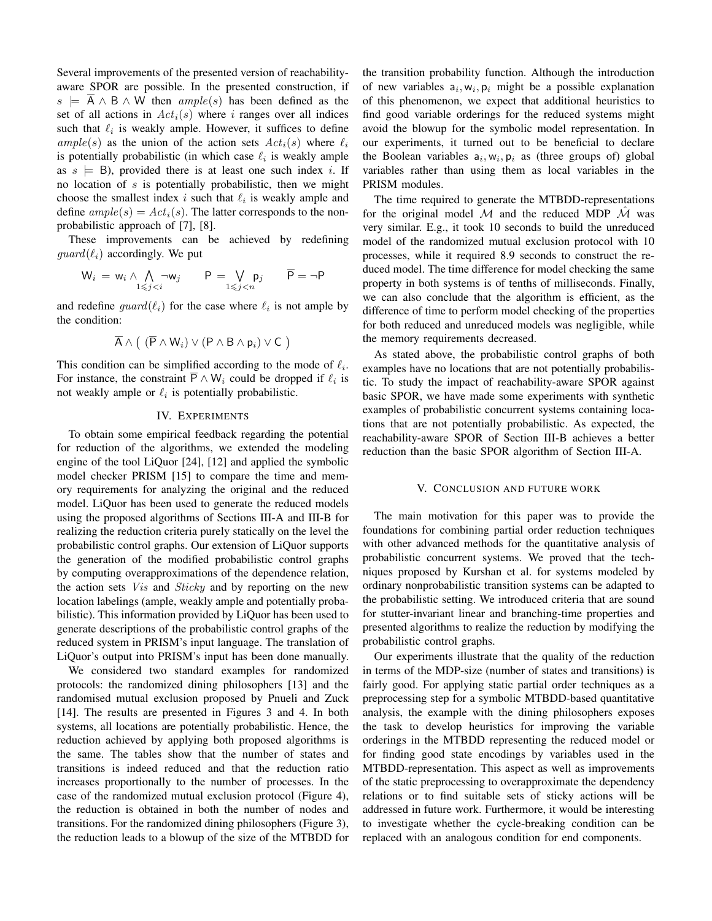Several improvements of the presented version of reachability-aware SPOR are possible. In the presented construction, if $s \models \overline{\mathsf{A}} \wedge \mathsf{B} \wedge \mathsf{W}$ then $ample(s)$ has been defined as the set of all actions in $Act_i(s)$ where $i$ ranges over all indices such that $\ell_i$ is weakly ample. However, it suffices to define $ample(s)$ as the union of the action sets $Act_i(s)$ where $\ell_i$ is potentially probabilistic (in which case $\ell_i$ is weakly ample as $s \models \mathsf{B}$), provided there is at least one such index $i$. If no location of $s$ is potentially probabilistic, then we might choose the smallest index $i$ such that $\ell_i$ is weakly ample and define $ample(s) = Act_i(s)$. The latter corresponds to the non-probabilistic approach of [7], [8].

These improvements can be achieved by redefining $guard(\ell_i)$ accordingly. We put

$$\mathsf{W}_i = \mathsf{w}_i \wedge \bigwedge_{1 \leqslant j < i} \neg \mathsf{w}_j \qquad \mathsf{P} = \bigvee_{1 \leqslant j < n} \mathsf{p}_j \qquad \overline{\mathsf{P}} = \neg \mathsf{P}$$

and redefine $guard(\ell_i)$ for the case where $\ell_i$ is not ample by the condition:

$$\overline{\mathsf{A}} \wedge \big( \, (\overline{\mathsf{P}} \wedge \mathsf{W}_i) \vee (\mathsf{P} \wedge \mathsf{B} \wedge \mathsf{p}_i) \vee \mathsf{C} \, \big)$$

This condition can be simplified according to the mode of $\ell_i$. For instance, the constraint $\overline{\mathsf{P}} \wedge \mathsf{W}_i$ could be dropped if $\ell_i$ is not weakly ample or $\ell_i$ is potentially probabilistic.

## IV. Experiments

To obtain some empirical feedback regarding the potential for reduction of the algorithms, we extended the modeling engine of the tool LiQuor [24], [12] and applied the symbolic model checker PRISM [15] to compare the time and memory requirements for analyzing the original and the reduced model. LiQuor has been used to generate the reduced models using the proposed algorithms of Sections III-A and III-B for realizing the reduction criteria purely statically on the level the probabilistic control graphs. Our extension of LiQuor supports the generation of the modified probabilistic control graphs by computing overapproximations of the dependence relation, the action sets *Vis* and *Sticky* and by reporting on the new location labelings (ample, weakly ample and potentially probabilistic). This information provided by LiQuor has been used to generate descriptions of the probabilistic control graphs of the reduced system in PRISM's input language. The translation of LiQuor's output into PRISM's input has been done manually.

We considered two standard examples for randomized protocols: the randomized dining philosophers [13] and the randomised mutual exclusion proposed by Pnueli and Zuck [14]. The results are presented in Figures 3 and 4. In both systems, all locations are potentially probabilistic. Hence, the reduction achieved by applying both proposed algorithms is the same. The tables show that the number of states and transitions is indeed reduced and that the reduction ratio increases proportionally to the number of processes. In the case of the randomized mutual exclusion protocol (Figure 4), the reduction is obtained in both the number of nodes and transitions. For the randomized dining philosophers (Figure 3), the reduction leads to a blowup of the size of the MTBDD for the transition probability function. Although the introduction of new variables $\mathsf{a}_i, \mathsf{w}_i, \mathsf{p}_i$ might be a possible explanation of this phenomenon, we expect that additional heuristics to find good variable orderings for the reduced systems might avoid the blowup for the symbolic model representation. In our experiments, it turned out to be beneficial to declare the Boolean variables $\mathsf{a}_i, \mathsf{w}_i, \mathsf{p}_i$ as (three groups of) global variables rather than using them as local variables in the PRISM modules.

The time required to generate the MTBDD-representations for the original model $\mathcal{M}$ and the reduced MDP $\hat{\mathcal{M}}$ was very similar. E.g., it took 10 seconds to build the unreduced model of the randomized mutual exclusion protocol with 10 processes, while it required 8.9 seconds to construct the reduced model. The time difference for model checking the same property in both systems is of tenths of milliseconds. Finally, we can also conclude that the algorithm is efficient, as the difference of time to perform model checking of the properties for both reduced and unreduced models was negligible, while the memory requirements decreased.

As stated above, the probabilistic control graphs of both examples have no locations that are not potentially probabilistic. To study the impact of reachability-aware SPOR against basic SPOR, we have made some experiments with synthetic examples of probabilistic concurrent systems containing locations that are not potentially probabilistic. As expected, the reachability-aware SPOR of Section III-B achieves a better reduction than the basic SPOR algorithm of Section III-A.

## V. Conclusion and future work

The main motivation for this paper was to provide the foundations for combining partial order reduction techniques with other advanced methods for the quantitative analysis of probabilistic concurrent systems. We proved that the techniques proposed by Kurshan et al. for systems modeled by ordinary nonprobabilistic transition systems can be adapted to the probabilistic setting. We introduced criteria that are sound for stutter-invariant linear and branching-time properties and presented algorithms to realize the reduction by modifying the probabilistic control graphs.

Our experiments illustrate that the quality of the reduction in terms of the MDP-size (number of states and transitions) is fairly good. For applying static partial order techniques as a preprocessing step for a symbolic MTBDD-based quantitative analysis, the example with the dining philosophers exposes the task to develop heuristics for improving the variable orderings in the MTBDD representing the reduced model or for finding good state encodings by variables used in the MTBDD-representation. This aspect as well as improvements of the static preprocessing to overapproximate the dependency relations or to find suitable sets of sticky actions will be addressed in future work. Furthermore, it would be interesting to investigate whether the cycle-breaking condition can be replaced with an analogous condition for end components.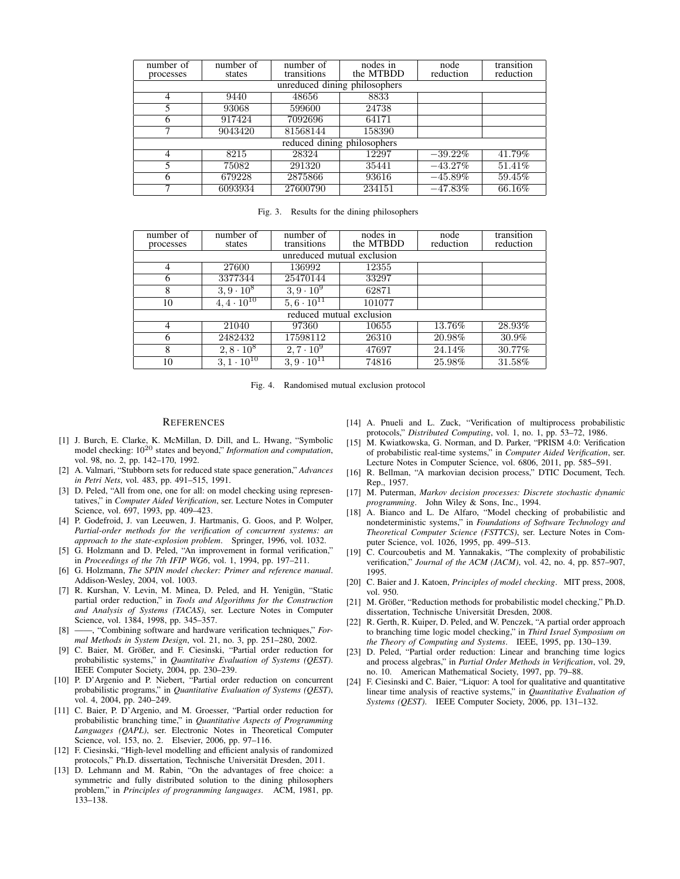| number of processes | number of states | number of transitions | nodes in the MTBDD | node reduction | transition reduction |
|---|---|---|---|---|---|
| unreduced dining philosophers | | | | | |
| 4 | 9440 | 48656 | 8833 | | |
| 5 | 93068 | 599600 | 24738 | | |
| 6 | 917424 | 7092696 | 64171 | | |
| 7 | 9043420 | 81568144 | 158390 | | |
| reduced dining philosophers | | | | | |
| 4 | 8215 | 28324 | 12297 | $-39.22\%$ | $41.79\%$ |
| 5 | 75082 | 291320 | 35441 | $-43.27\%$ | $51.41\%$ |
| 6 | 679228 | 2875866 | 93616 | $-45.89\%$ | $59.45\%$ |
| 7 | 6093934 | 27600790 | 234151 | $-47.83\%$ | $66.16\%$ |

Fig. 3. Results for the dining philosophers

| number of processes | number of states | number of transitions | nodes in the MTBDD | node reduction | transition reduction |
|---|---|---|---|---|---|
| unreduced mutual exclusion | | | | | |
| 4 | 27600 | 136992 | 12355 | | |
| 6 | 3377344 | 25470144 | 33297 | | |
| 8 | $3,9 \cdot 10^8$ | $3,9 \cdot 10^9$ | 62871 | | |
| 10 | $4,4 \cdot 10^{10}$ | $5,6 \cdot 10^{11}$ | 101077 | | |
| reduced mutual exclusion | | | | | |
| 4 | 21040 | 97360 | 10655 | $13.76\%$ | $28.93\%$ |
| 6 | 2482432 | 17598112 | 26310 | $20.98\%$ | $30.9\%$ |
| 8 | $2,8 \cdot 10^8$ | $2,7 \cdot 10^9$ | 47697 | $24.14\%$ | $30.77\%$ |
| 10 | $3,1 \cdot 10^{10}$ | $3,9 \cdot 10^{11}$ | 74816 | $25.98\%$ | $31.58\%$ |

Fig. 4. Randomised mutual exclusion protocol

## References

[1] J. Burch, E. Clarke, K. McMillan, D. Dill, and L. Hwang, "Symbolic model checking: $10^{20}$ states and beyond," *Information and computation*, vol. 98, no. 2, pp. 142–170, 1992.

[2] A. Valmari, "Stubborn sets for reduced state space generation," *Advances in Petri Nets*, vol. 483, pp. 491–515, 1991.

[3] D. Peled, "All from one, one for all: on model checking using representatives," in *Computer Aided Verification*, ser. Lecture Notes in Computer Science, vol. 697, 1993, pp. 409–423.

[4] P. Godefroid, J. van Leeuwen, J. Hartmanis, G. Goos, and P. Wolper, *Partial-order methods for the verification of concurrent systems: an approach to the state-explosion problem*. Springer, 1996, vol. 1032.

[5] G. Holzmann and D. Peled, "An improvement in formal verification," in *Proceedings of the 7th IFIP WG6*, vol. 1, 1994, pp. 197–211.

[6] G. Holzmann, *The SPIN model checker: Primer and reference manual*. Addison-Wesley, 2004, vol. 1003.

[7] R. Kurshan, V. Levin, M. Minea, D. Peled, and H. Yenigün, "Static partial order reduction," in *Tools and Algorithms for the Construction and Analysis of Systems (TACAS)*, ser. Lecture Notes in Computer Science, vol. 1384, 1998, pp. 345–357.

[8] ——, "Combining software and hardware verification techniques," *Formal Methods in System Design*, vol. 21, no. 3, pp. 251–280, 2002.

[9] C. Baier, M. Größer, and F. Ciesinski, "Partial order reduction for probabilistic systems," in *Quantitative Evaluation of Systems (QEST)*. IEEE Computer Society, 2004, pp. 230–239.

[10] P. D'Argenio and P. Niebert, "Partial order reduction on concurrent probabilistic programs," in *Quantitative Evaluation of Systems (QEST)*, vol. 4, 2004, pp. 240–249.

[11] C. Baier, P. D'Argenio, and M. Groesser, "Partial order reduction for probabilistic branching time," in *Quantitative Aspects of Programming Languages (QAPL)*, ser. Electronic Notes in Theoretical Computer Science, vol. 153, no. 2. Elsevier, 2006, pp. 97–116.

[12] F. Ciesinski, "High-level modelling and efficient analysis of randomized protocols," Ph.D. dissertation, Technische Universität Dresden, 2011.

[13] D. Lehmann and M. Rabin, "On the advantages of free choice: a symmetric and fully distributed solution to the dining philosophers problem," in *Principles of programming languages*. ACM, 1981, pp. 133–138.

[14] A. Pnueli and L. Zuck, "Verification of multiprocess probabilistic protocols," *Distributed Computing*, vol. 1, no. 1, pp. 53–72, 1986.

[15] M. Kwiatkowska, G. Norman, and D. Parker, "PRISM 4.0: Verification of probabilistic real-time systems," in *Computer Aided Verification*, ser. Lecture Notes in Computer Science, vol. 6806, 2011, pp. 585–591.

[16] R. Bellman, "A markovian decision process," DTIC Document, Tech. Rep., 1957.

[17] M. Puterman, *Markov decision processes: Discrete stochastic dynamic programming*. John Wiley & Sons, Inc., 1994.

[18] A. Bianco and L. De Alfaro, "Model checking of probabilistic and nondeterministic systems," in *Foundations of Software Technology and Theoretical Computer Science (FSTTCS)*, ser. Lecture Notes in Computer Science, vol. 1026, 1995, pp. 499–513.

[19] C. Courcoubetis and M. Yannakakis, "The complexity of probabilistic verification," *Journal of the ACM (JACM)*, vol. 42, no. 4, pp. 857–907, 1995.

[20] C. Baier and J. Katoen, *Principles of model checking*. MIT press, 2008, vol. 950.

[21] M. Größer, "Reduction methods for probabilistic model checking," Ph.D. dissertation, Technische Universität Dresden, 2008.

[22] R. Gerth, R. Kuiper, D. Peled, and W. Penczek, "A partial order approach to branching time logic model checking," in *Third Israel Symposium on the Theory of Computing and Systems*. IEEE, 1995, pp. 130–139.

[23] D. Peled, "Partial order reduction: Linear and branching time logics and process algebras," in *Partial Order Methods in Verification*, vol. 29, no. 10. American Mathematical Society, 1997, pp. 79–88.

[24] F. Ciesinski and C. Baier, "Liquor: A tool for qualitative and quantitative linear time analysis of reactive systems," in *Quantitative Evaluation of Systems (QEST)*. IEEE Computer Society, 2006, pp. 131–132.